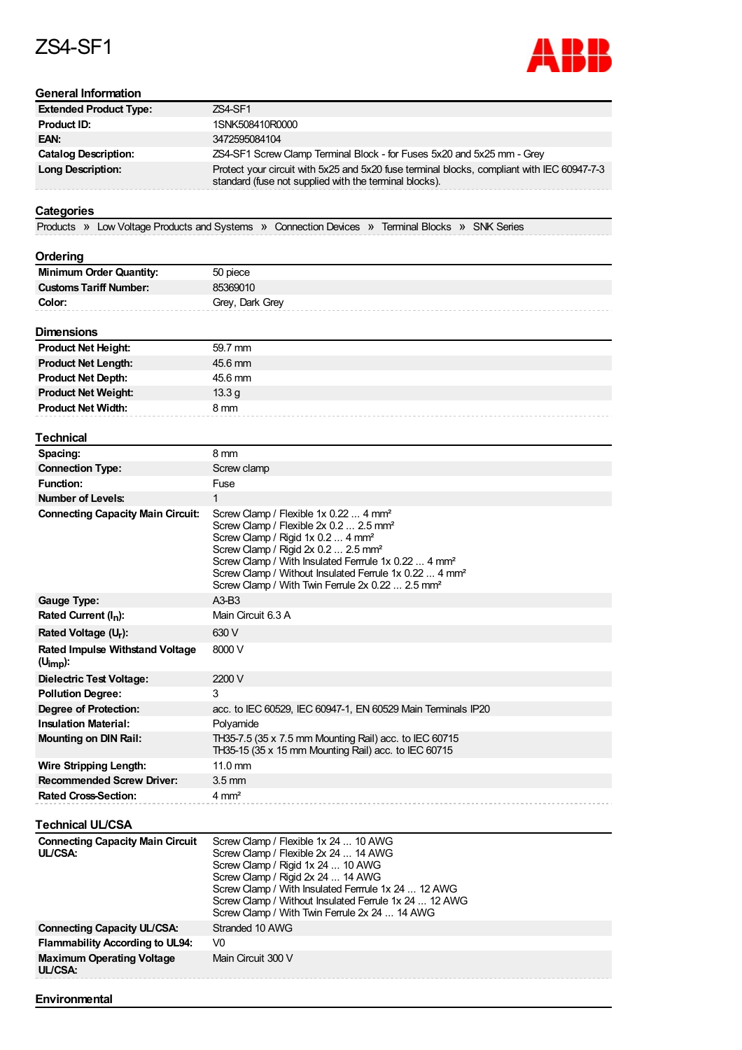# ZS4-SF1

ABB

## General Information

| | |
|---|---|
| **Extended Product Type:** | ZS4-SF1 |
| **Product ID:** | 1SNK508410R0000 |
| **EAN:** | 3472595084104 |
| **Catalog Description:** | ZS4-SF1 Screw Clamp Terminal Block - for Fuses 5x20 and 5x25 mm - Grey |
| **Long Description:** | Protect your circuit with 5x25 and 5x20 fuse terminal blocks, compliant with IEC 60947-7-3 standard (fuse not supplied with the terminal blocks). |

## Categories

Products » Low Voltage Products and Systems » Connection Devices » Terminal Blocks » SNK Series

## Ordering

| | |
|---|---|
| **Minimum Order Quantity:** | 50 piece |
| **Customs Tariff Number:** | 85369010 |
| **Color:** | Grey, Dark Grey |

## Dimensions

| | |
|---|---|
| **Product Net Height:** | 59.7 mm |
| **Product Net Length:** | 45.6 mm |
| **Product Net Depth:** | 45.6 mm |
| **Product Net Weight:** | 13.3 g |
| **Product Net Width:** | 8 mm |

## Technical

| | |
|---|---|
| **Spacing:** | 8 mm |
| **Connection Type:** | Screw clamp |
| **Function:** | Fuse |
| **Number of Levels:** | 1 |
| **Connecting Capacity Main Circuit:** | Screw Clamp / Flexible 1x 0.22 ... 4 mm²<br>Screw Clamp / Flexible 2x 0.2 ... 2.5 mm²<br>Screw Clamp / Rigid 1x 0.2 ... 4 mm²<br>Screw Clamp / Rigid 2x 0.2 ... 2.5 mm²<br>Screw Clamp / With Insulated Ferrule 1x 0.22 ... 4 mm²<br>Screw Clamp / Without Insulated Ferrule 1x 0.22 ... 4 mm²<br>Screw Clamp / With Twin Ferrule 2x 0.22 ... 2.5 mm² |
| **Gauge Type:** | A3-B3 |
| **Rated Current ($I_n$):** | Main Circuit 6.3 A |
| **Rated Voltage ($U_r$):** | 630 V |
| **Rated Impulse Withstand Voltage ($U_{imp}$):** | 8000 V |
| **Dielectric Test Voltage:** | 2200 V |
| **Pollution Degree:** | 3 |
| **Degree of Protection:** | acc. to IEC 60529, IEC 60947-1, EN 60529 Main Terminals IP20 |
| **Insulation Material:** | Polyamide |
| **Mounting on DIN Rail:** | TH35-7.5 (35 x 7.5 mm Mounting Rail) acc. to IEC 60715<br>TH35-15 (35 x 15 mm Mounting Rail) acc. to IEC 60715 |
| **Wire Stripping Length:** | 11.0 mm |
| **Recommended Screw Driver:** | 3.5 mm |
| **Rated Cross-Section:** | 4 mm² |

## Technical UL/CSA

| | |
|---|---|
| **Connecting Capacity Main Circuit UL/CSA:** | Screw Clamp / Flexible 1x 24 ... 10 AWG<br>Screw Clamp / Flexible 2x 24 ... 14 AWG<br>Screw Clamp / Rigid 1x 24 ... 10 AWG<br>Screw Clamp / Rigid 2x 24 ... 14 AWG<br>Screw Clamp / With Insulated Ferrule 1x 24 ... 12 AWG<br>Screw Clamp / Without Insulated Ferrule 1x 24 ... 12 AWG<br>Screw Clamp / With Twin Ferrule 2x 24 ... 14 AWG |
| **Connecting Capacity UL/CSA:** | Stranded 10 AWG |
| **Flammability According to UL94:** | V0 |
| **Maximum Operating Voltage UL/CSA:** | Main Circuit 300 V |

## Environmental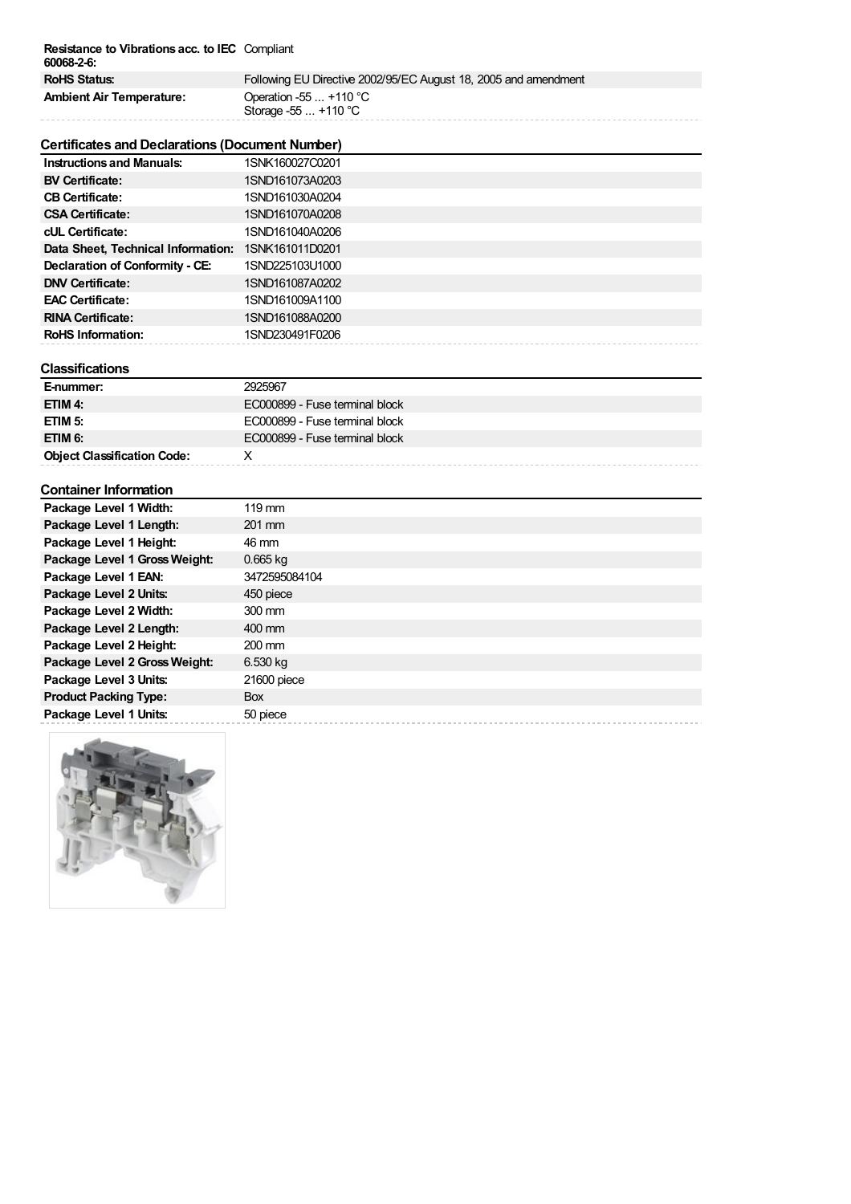| | |
|---|---|
| **Resistance to Vibrations acc. to IEC 60068-2-6:** | Compliant |
| **RoHS Status:** | Following EU Directive 2002/95/EC August 18, 2005 and amendment |
| **Ambient Air Temperature:** | Operation -55 ... +110 °C<br>Storage -55 ... +110 °C |

## Certificates and Declarations (Document Number)

| | |
|---|---|
| **Instructions and Manuals:** | 1SNK160027C0201 |
| **BV Certificate:** | 1SND161073A0203 |
| **CB Certificate:** | 1SND161030A0204 |
| **CSA Certificate:** | 1SND161070A0208 |
| **cUL Certificate:** | 1SND161040A0206 |
| **Data Sheet, Technical Information:** | 1SNK161011D0201 |
| **Declaration of Conformity - CE:** | 1SND225103U1000 |
| **DNV Certificate:** | 1SND161087A0202 |
| **EAC Certificate:** | 1SND161009A1100 |
| **RINA Certificate:** | 1SND161088A0200 |
| **RoHS Information:** | 1SND230491F0206 |

## Classifications

| | |
|---|---|
| **E-nummer:** | 2925967 |
| **ETIM 4:** | EC000899 - Fuse terminal block |
| **ETIM 5:** | EC000899 - Fuse terminal block |
| **ETIM 6:** | EC000899 - Fuse terminal block |
| **Object Classification Code:** | X |

## Container Information

| | |
|---|---|
| **Package Level 1 Width:** | 119 mm |
| **Package Level 1 Length:** | 201 mm |
| **Package Level 1 Height:** | 46 mm |
| **Package Level 1 Gross Weight:** | 0.665 kg |
| **Package Level 1 EAN:** | 3472595084104 |
| **Package Level 2 Units:** | 450 piece |
| **Package Level 2 Width:** | 300 mm |
| **Package Level 2 Length:** | 400 mm |
| **Package Level 2 Height:** | 200 mm |
| **Package Level 2 Gross Weight:** | 6.530 kg |
| **Package Level 3 Units:** | 21600 piece |
| **Product Packing Type:** | Box |
| **Package Level 1 Units:** | 50 piece |